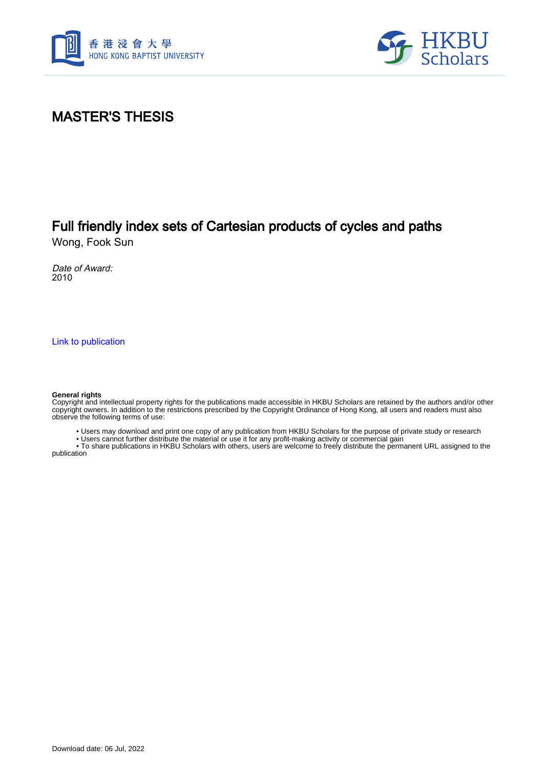# MASTER'S THESIS

## Full friendly index sets of Cartesian products of cycles and paths

Wong, Fook Sun

*Date of Award:*
2010

Link to publication

**General rights**
Copyright and intellectual property rights for the publications made accessible in HKBU Scholars are retained by the authors and/or other copyright owners. In addition to the restrictions prescribed by the Copyright Ordinance of Hong Kong, all users and readers must also observe the following terms of use:

- Users may download and print one copy of any publication from HKBU Scholars for the purpose of private study or research
- Users cannot further distribute the material or use it for any profit-making activity or commercial gain
- To share publications in HKBU Scholars with others, users are welcome to freely distribute the permanent URL assigned to the publication

Download date: 06 Jul, 2022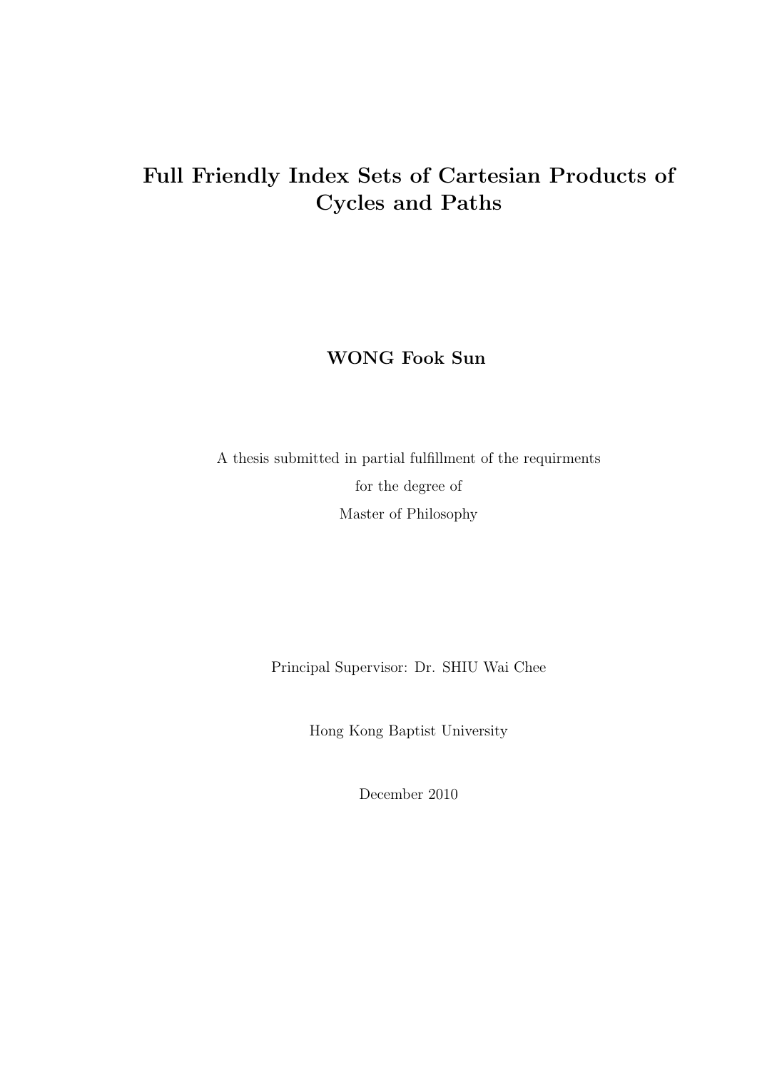# Full Friendly Index Sets of Cartesian Products of Cycles and Paths

**WONG Fook Sun**

A thesis submitted in partial fulfillment of the requirments

for the degree of

Master of Philosophy

Principal Supervisor: Dr. SHIU Wai Chee

Hong Kong Baptist University

December 2010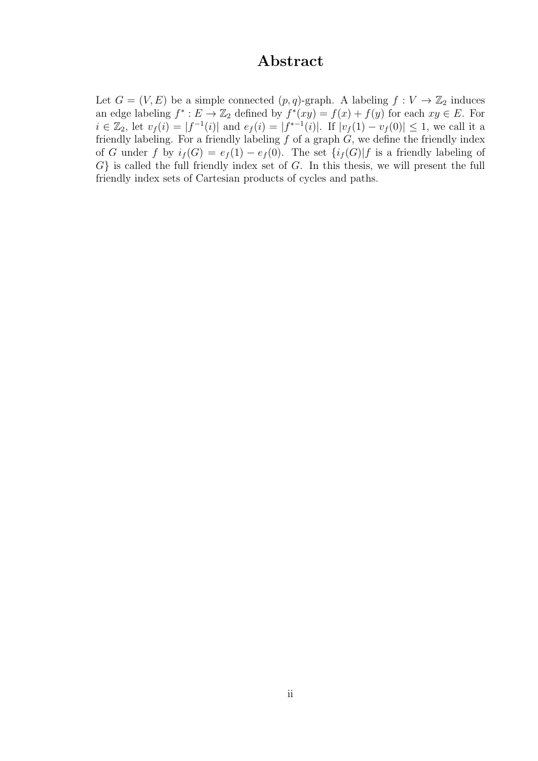# Abstract

Let $G = (V, E)$ be a simple connected $(p, q)$-graph. A labeling $f : V \to \mathbb{Z}_2$ induces an edge labeling $f^* : E \to \mathbb{Z}_2$ defined by $f^*(xy) = f(x) + f(y)$ for each $xy \in E$. For $i \in \mathbb{Z}_2$, let $v_f(i) = |f^{-1}(i)|$ and $e_f(i) = |f^{*-1}(i)|$. If $|v_f(1) - v_f(0)| \leq 1$, we call it a friendly labeling. For a friendly labeling $f$ of a graph $G$, we define the friendly index of $G$ under $f$ by $i_f(G) = e_f(1) - e_f(0)$. The set $\{i_f(G) | f$ is a friendly labeling of $G\}$ is called the full friendly index set of $G$. In this thesis, we will present the full friendly index sets of Cartesian products of cycles and paths.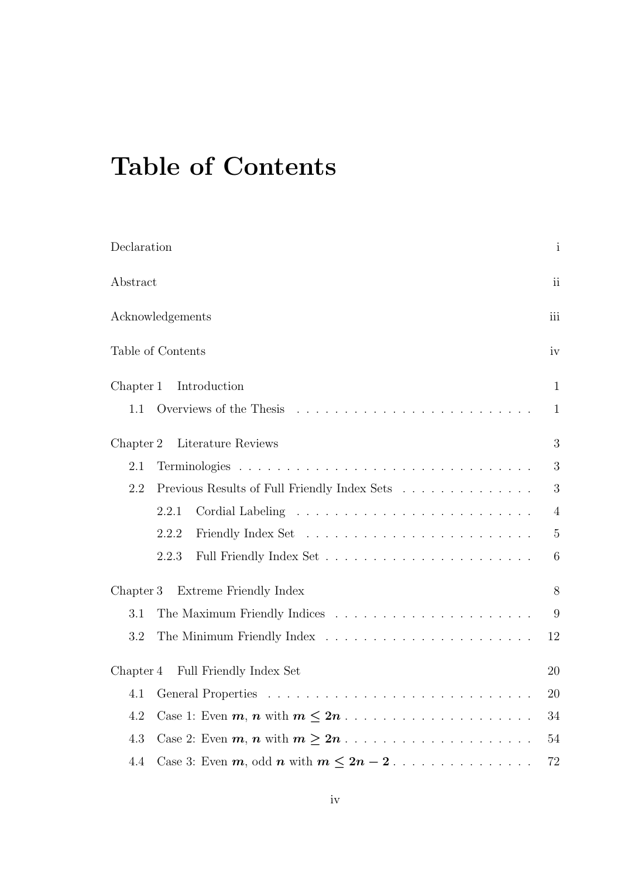# Table of Contents

| | |
|---|---|
| Declaration | i |
| Abstract | ii |
| Acknowledgements | iii |
| Table of Contents | iv |
| Chapter 1 Introduction | 1 |
| 1.1 Overviews of the Thesis | 1 |
| Chapter 2 Literature Reviews | 3 |
| 2.1 Terminologies | 3 |
| 2.2 Previous Results of Full Friendly Index Sets | 3 |
| 2.2.1 Cordial Labeling | 4 |
| 2.2.2 Friendly Index Set | 5 |
| 2.2.3 Full Friendly Index Set | 6 |
| Chapter 3 Extreme Friendly Index | 8 |
| 3.1 The Maximum Friendly Indices | 9 |
| 3.2 The Minimum Friendly Index | 12 |
| Chapter 4 Full Friendly Index Set | 20 |
| 4.1 General Properties | 20 |
| 4.2 Case 1: Even $m$, $n$ with $m \leq 2n$ | 34 |
| 4.3 Case 2: Even $m$, $n$ with $m \geq 2n$ | 54 |
| 4.4 Case 3: Even $m$, odd $n$ with $m \leq 2n - 2$ | 72 |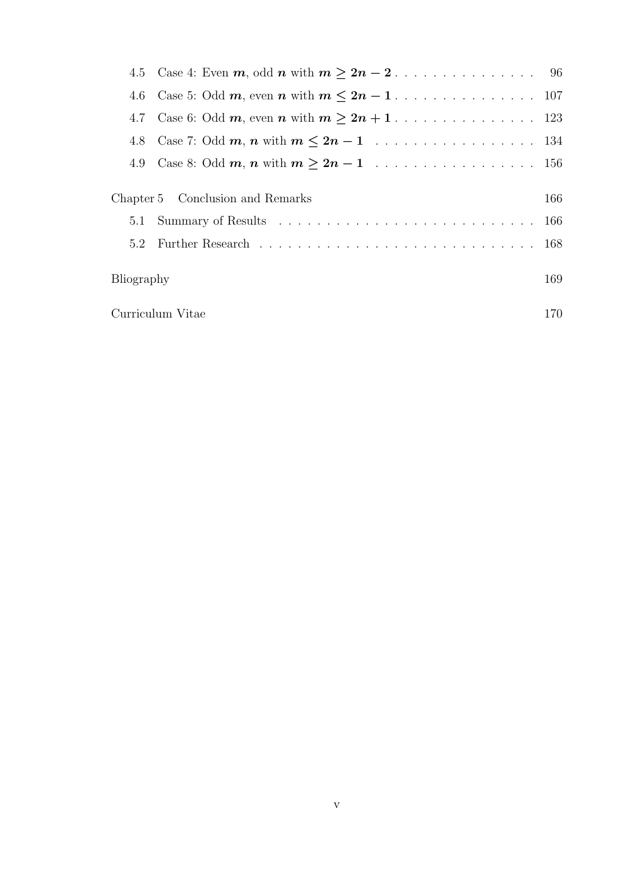4.5 Case 4: Even $\boldsymbol{m}$, odd $\boldsymbol{n}$ with $\boldsymbol{m \geq 2n-2}$ . . . . . . . . . . . . . . . . 96

4.6 Case 5: Odd $\boldsymbol{m}$, even $\boldsymbol{n}$ with $\boldsymbol{m \leq 2n-1}$ . . . . . . . . . . . . . . . . 107

4.7 Case 6: Odd $\boldsymbol{m}$, even $\boldsymbol{n}$ with $\boldsymbol{m \geq 2n+1}$ . . . . . . . . . . . . . . . . 123

4.8 Case 7: Odd $\boldsymbol{m}$, $\boldsymbol{n}$ with $\boldsymbol{m \leq 2n-1}$ . . . . . . . . . . . . . . . . . 134

4.9 Case 8: Odd $\boldsymbol{m}$, $\boldsymbol{n}$ with $\boldsymbol{m \geq 2n-1}$ . . . . . . . . . . . . . . . . . 156

Chapter 5 Conclusion and Remarks 166

5.1 Summary of Results . . . . . . . . . . . . . . . . . . . . . . . . . . . 166

5.2 Further Research . . . . . . . . . . . . . . . . . . . . . . . . . . . . . 168

Bliography 169

Curriculum Vitae 170